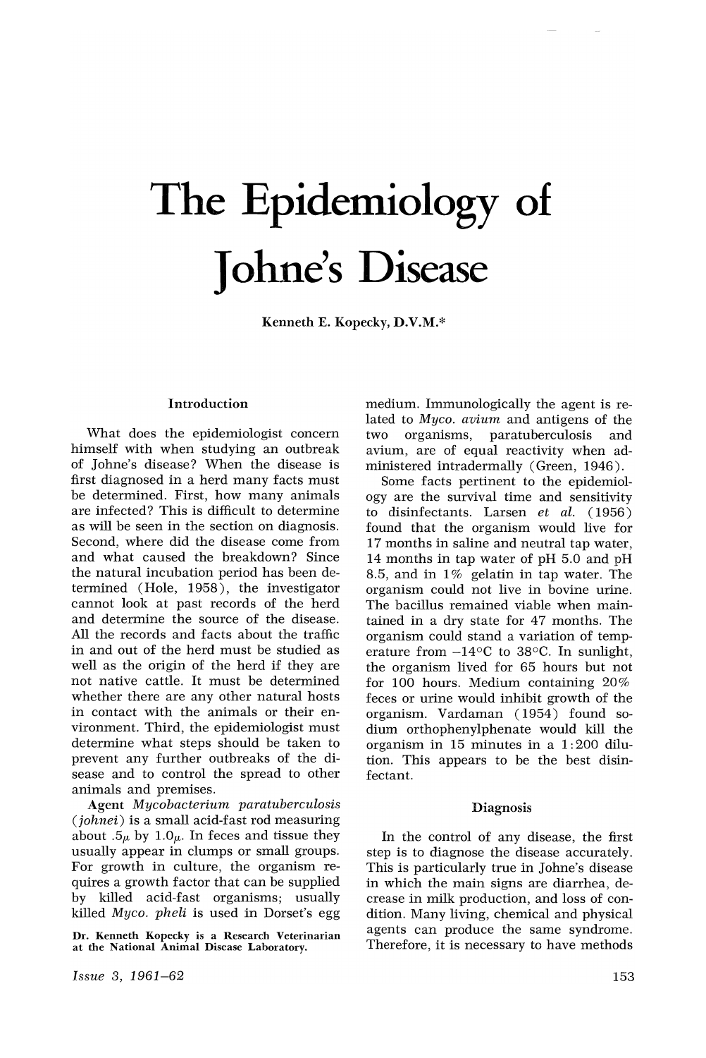# The Epidemiology of Johne's Disease

Kenneth E. Kopecky, D.V.M.*

## Introduction

What does the epidemiologist concern himself with when studying an outbreak of Johne's disease? When the disease is first diagnosed in a herd many facts must be determined. First, how many animals are infected? This is difficult to determine as will be seen in the section on diagnosis. Second, where did the disease come from and what caused the breakdown? Since the natural incubation period has been determined (Hole, 1958), the investigator cannot look at past records of the herd and determine the source of the disease. All the records and facts about the traffic in and out of the herd must be studied as well as the origin of the herd if they are not native cattle. It must be determined whether there are any other natural hosts in contact with the animals or their environment. Third, the epidemiologist must determine what steps should be taken to prevent any further outbreaks of the disease and to control the spread to other animals and premises.

**Agent** *Mycobacterium paratuberculosis* (*johnei*) is a small acid-fast rod measuring about .5$\mu$ by 1.0$\mu$. In feces and tissue they usually appear in clumps or small groups. For growth in culture, the organism requires a growth factor that can be supplied by killed acid-fast organisms; usually killed *Myco. pheli* is used in Dorset's egg medium. Immunologically the agent is related to *Myco. avium* and antigens of the two organisms, paratuberculosis and avium, are of equal reactivity when administered intradermally (Green, 1946).

Some facts pertinent to the epidemiology are the survival time and sensitivity to disinfectants. Larsen *et al.* (1956) found that the organism would live for 17 months in saline and neutral tap water, 14 months in tap water of pH 5.0 and pH 8.5, and in 1% gelatin in tap water. The organism could not live in bovine urine. The bacillus remained viable when maintained in a dry state for 47 months. The organism could stand a variation of temperature from –14°C to 38°C. In sunlight, the organism lived for 65 hours but not for 100 hours. Medium containing 20% feces or urine would inhibit growth of the organism. Vardaman (1954) found sodium orthophenylphenate would kill the organism in 15 minutes in a 1:200 dilution. This appears to be the best disinfectant.

## Diagnosis

In the control of any disease, the first step is to diagnose the disease accurately. This is particularly true in Johne's disease in which the main signs are diarrhea, decrease in milk production, and loss of condition. Many living, chemical and physical agents can produce the same syndrome. Therefore, it is necessary to have methods

*Dr. Kenneth Kopecky is a Research Veterinarian at the National Animal Disease Laboratory.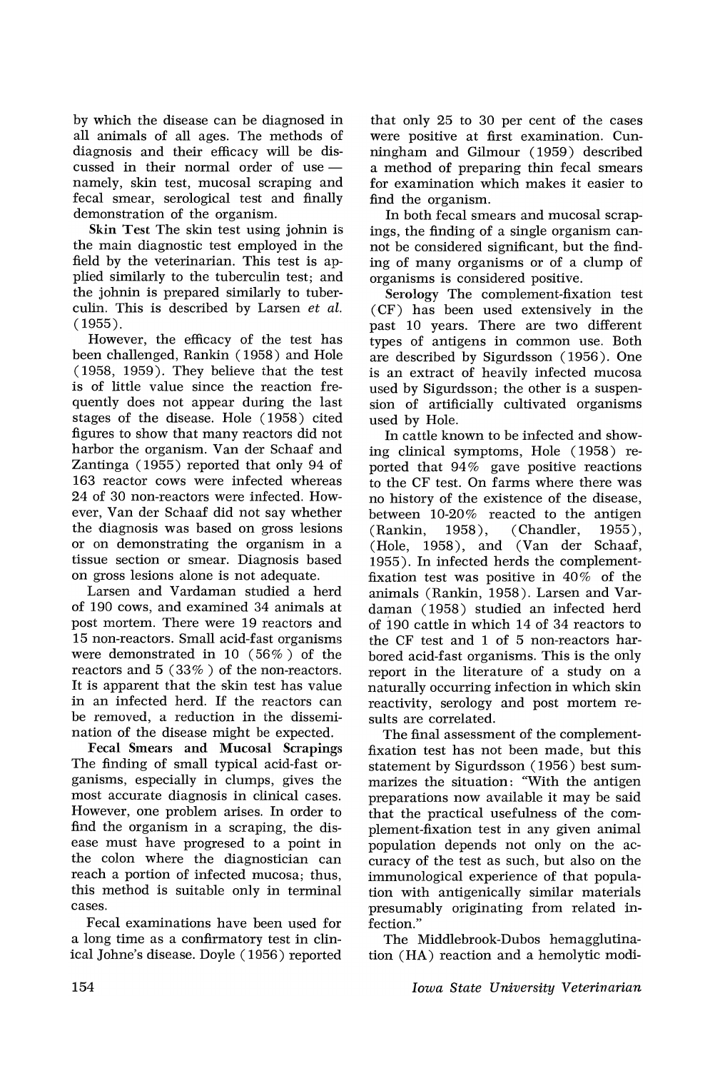by which the disease can be diagnosed in all animals of all ages. The methods of diagnosis and their efficacy will be discussed in their normal order of use — namely, skin test, mucosal scraping and fecal smear, serological test and finally demonstration of the organism.

**Skin Test** The skin test using johnin is the main diagnostic test employed in the field by the veterinarian. This test is applied similarly to the tuberculin test; and the johnin is prepared similarly to tuberculin. This is described by Larsen *et al.* (1955).

However, the efficacy of the test has been challenged, Rankin (1958) and Hole (1958, 1959). They believe that the test is of little value since the reaction frequently does not appear during the last stages of the disease. Hole (1958) cited figures to show that many reactors did not harbor the organism. Van der Schaaf and Zantinga (1955) reported that only 94 of 163 reactor cows were infected whereas 24 of 30 non-reactors were infected. However, Van der Schaaf did not say whether the diagnosis was based on gross lesions or on demonstrating the organism in a tissue section or smear. Diagnosis based on gross lesions alone is not adequate.

Larsen and Vardaman studied a herd of 190 cows, and examined 34 animals at post mortem. There were 19 reactors and 15 non-reactors. Small acid-fast organisms were demonstrated in 10 (56%) of the reactors and 5 (33%) of the non-reactors. It is apparent that the skin test has value in an infected herd. If the reactors can be removed, a reduction in the dissemination of the disease might be expected.

**Fecal Smears and Mucosal Scrapings** The finding of small typical acid-fast organisms, especially in clumps, gives the most accurate diagnosis in clinical cases. However, one problem arises. In order to find the organism in a scraping, the disease must have progressed to a point in the colon where the diagnostician can reach a portion of infected mucosa; thus, this method is suitable only in terminal cases.

Fecal examinations have been used for a long time as a confirmatory test in clinical Johne's disease. Doyle (1956) reported that only 25 to 30 per cent of the cases were positive at first examination. Cunningham and Gilmour (1959) described a method of preparing thin fecal smears for examination which makes it easier to find the organism.

In both fecal smears and mucosal scrapings, the finding of a single organism cannot be considered significant, but the finding of many organisms or of a clump of organisms is considered positive.

**Serology** The complement-fixation test (CF) has been used extensively in the past 10 years. There are two different types of antigens in common use. Both are described by Sigurdsson (1956). One is an extract of heavily infected mucosa used by Sigurdsson; the other is a suspension of artificially cultivated organisms used by Hole.

In cattle known to be infected and showing clinical symptoms, Hole (1958) reported that 94% gave positive reactions to the CF test. On farms where there was no history of the existence of the disease, between 10-20% reacted to the antigen (Rankin, 1958), (Chandler, 1955), (Hole, 1958), and (Van der Schaaf, 1955). In infected herds the complement-fixation test was positive in 40% of the animals (Rankin, 1958). Larsen and Vardaman (1958) studied an infected herd of 190 cattle in which 14 of 34 reactors to the CF test and 1 of 5 non-reactors harbored acid-fast organisms. This is the only report in the literature of a study on a naturally occurring infection in which skin reactivity, serology and post mortem results are correlated.

The final assessment of the complement-fixation test has not been made, but this statement by Sigurdsson (1956) best summarizes the situation: "With the antigen preparations now available it may be said that the practical usefulness of the complement-fixation test in any given animal population depends not only on the accuracy of the test as such, but also on the immunological experience of that population with antigenically similar materials presumably originating from related infection."

The Middlebrook-Dubos hemagglutination (HA) reaction and a hemolytic modi-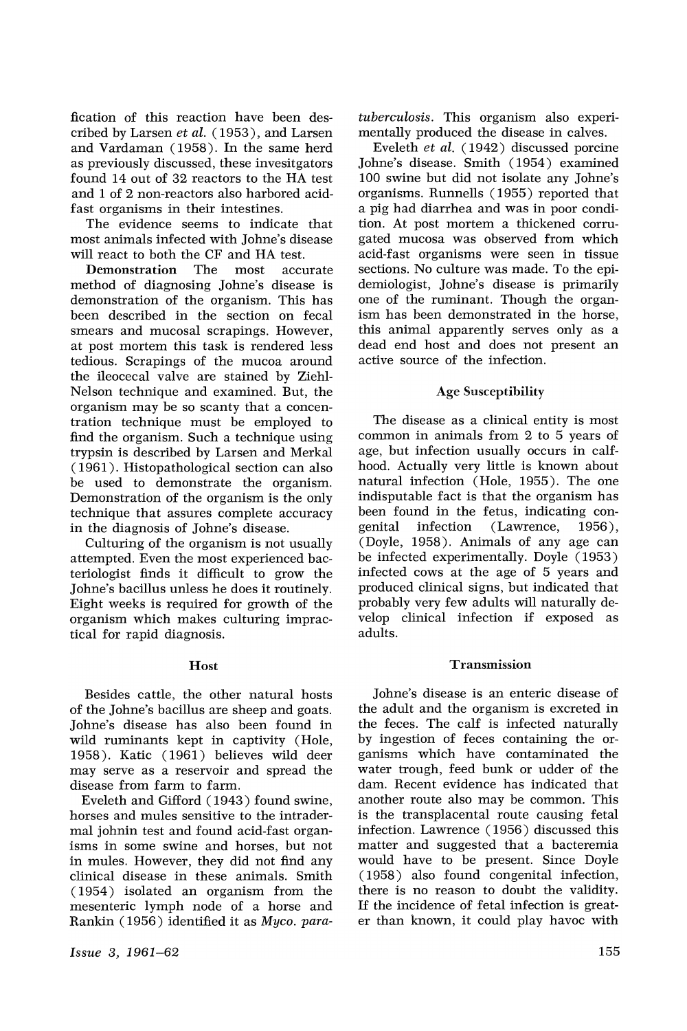fication of this reaction have been described by Larsen *et al.* (1953), and Larsen and Vardaman (1958). In the same herd as previously discussed, these invesitgators found 14 out of 32 reactors to the HA test and 1 of 2 non-reactors also harbored acid-fast organisms in their intestines.

The evidence seems to indicate that most animals infected with Johne's disease will react to both the CF and HA test.

**Demonstration** The most accurate method of diagnosing Johne's disease is demonstration of the organism. This has been described in the section on fecal smears and mucosal scrapings. However, at post mortem this task is rendered less tedious. Scrapings of the mucoa around the ileocecal valve are stained by Ziehl-Nelson technique and examined. But, the organism may be so scanty that a concentration technique must be employed to find the organism. Such a technique using trypsin is described by Larsen and Merkal (1961). Histopathological section can also be used to demonstrate the organism. Demonstration of the organism is the only technique that assures complete accuracy in the diagnosis of Johne's disease.

Culturing of the organism is not usually attempted. Even the most experienced bacteriologist finds it difficult to grow the Johne's bacillus unless he does it routinely. Eight weeks is required for growth of the organism which makes culturing impractical for rapid diagnosis.

## Host

Besides cattle, the other natural hosts of the Johne's bacillus are sheep and goats. Johne's disease has also been found in wild ruminants kept in captivity (Hole, 1958). Katic (1961) believes wild deer may serve as a reservoir and spread the disease from farm to farm.

Eveleth and Gifford (1943) found swine, horses and mules sensitive to the intradermal johnin test and found acid-fast organisms in some swine and horses, but not in mules. However, they did not find any clinical disease in these animals. Smith (1954) isolated an organism from the mesenteric lymph node of a horse and Rankin (1956) identified it as *Myco. paratuberculosis*. This organism also experimentally produced the disease in calves.

Eveleth *et al.* (1942) discussed porcine Johne's disease. Smith (1954) examined 100 swine but did not isolate any Johne's organisms. Runnells (1955) reported that a pig had diarrhea and was in poor condition. At post mortem a thickened corrugated mucosa was observed from which acid-fast organisms were seen in tissue sections. No culture was made. To the epidemiologist, Johne's disease is primarily one of the ruminant. Though the organism has been demonstrated in the horse, this animal apparently serves only as a dead end host and does not present an active source of the infection.

## Age Susceptibility

The disease as a clinical entity is most common in animals from 2 to 5 years of age, but infection usually occurs in calfhood. Actually very little is known about natural infection (Hole, 1955). The one indisputable fact is that the organism has been found in the fetus, indicating congenital infection (Lawrence, 1956), (Doyle, 1958). Animals of any age can be infected experimentally. Doyle (1953) infected cows at the age of 5 years and produced clinical signs, but indicated that probably very few adults will naturally develop clinical infection if exposed as adults.

## Transmission

Johne's disease is an enteric disease of the adult and the organism is excreted in the feces. The calf is infected naturally by ingestion of feces containing the organisms which have contaminated the water trough, feed bunk or udder of the dam. Recent evidence has indicated that another route also may be common. This is the transplacental route causing fetal infection. Lawrence (1956) discussed this matter and suggested that a bacteremia would have to be present. Since Doyle (1958) also found congenital infection, there is no reason to doubt the validity. If the incidence of fetal infection is greater than known, it could play havoc with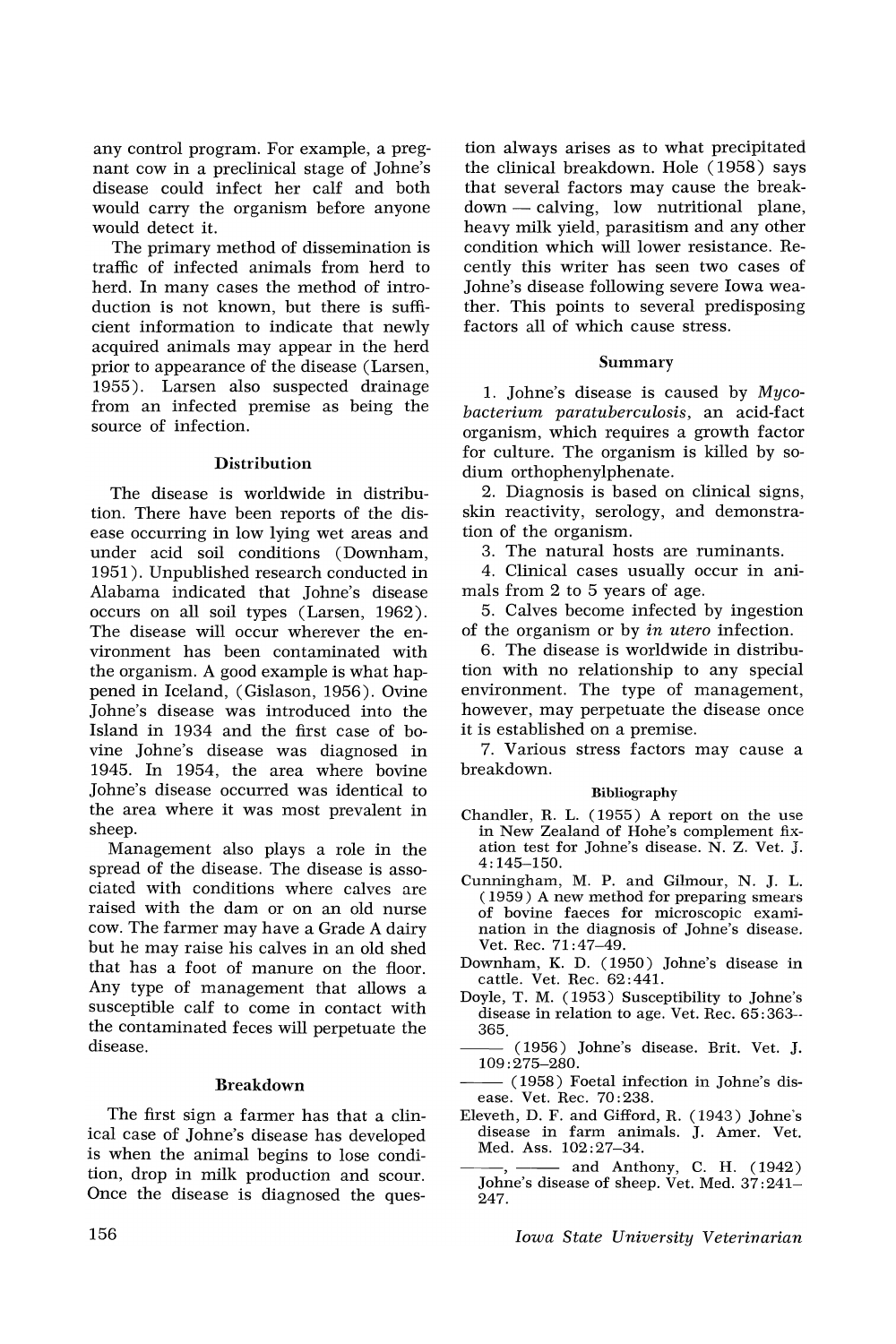any control program. For example, a pregnant cow in a preclinical stage of Johne's disease could infect her calf and both would carry the organism before anyone would detect it.

The primary method of dissemination is traffic of infected animals from herd to herd. In many cases the method of introduction is not known, but there is sufficient information to indicate that newly acquired animals may appear in the herd prior to appearance of the disease (Larsen, 1955). Larsen also suspected drainage from an infected premise as being the source of infection.

### Distribution

The disease is worldwide in distribution. There have been reports of the disease occurring in low lying wet areas and under acid soil conditions (Downham, 1951). Unpublished research conducted in Alabama indicated that Johne's disease occurs on all soil types (Larsen, 1962). The disease will occur wherever the environment has been contaminated with the organism. A good example is what happened in Iceland, (Gislason, 1956). Ovine Johne's disease was introduced into the Island in 1934 and the first case of bovine Johne's disease was diagnosed in 1945. In 1954, the area where bovine Johne's disease occurred was identical to the area where it was most prevalent in sheep.

Management also plays a role in the spread of the disease. The disease is associated with conditions where calves are raised with the dam or on an old nurse cow. The farmer may have a Grade A dairy but he may raise his calves in an old shed that has a foot of manure on the floor. Any type of management that allows a susceptible calf to come in contact with the contaminated feces will perpetuate the disease.

### Breakdown

The first sign a farmer has that a clinical case of Johne's disease has developed is when the animal begins to lose condition, drop in milk production and scour. Once the disease is diagnosed the question always arises as to what precipitated the clinical breakdown. Hole (1958) says that several factors may cause the breakdown — calving, low nutritional plane, heavy milk yield, parasitism and any other condition which will lower resistance. Recently this writer has seen two cases of Johne's disease following severe Iowa weather. This points to several predisposing factors all of which cause stress.

### Summary

1. Johne's disease is caused by *Mycobacterium paratuberculosis*, an acid-fact organism, which requires a growth factor for culture. The organism is killed by sodium orthophenylphenate.
2. Diagnosis is based on clinical signs, skin reactivity, serology, and demonstration of the organism.
3. The natural hosts are ruminants.
4. Clinical cases usually occur in animals from 2 to 5 years of age.
5. Calves become infected by ingestion of the organism or by *in utero* infection.
6. The disease is worldwide in distribution with no relationship to any special environment. The type of management, however, may perpetuate the disease once it is established on a premise.
7. Various stress factors may cause a breakdown.

### Bibliography

Chandler, R. L. (1955) A report on the use in New Zealand of Hohe's complement fixation test for Johne's disease. N. Z. Vet. J. 4:145–150.

Cunningham, M. P. and Gilmour, N. J. L. (1959) A new method for preparing smears of bovine faeces for microscopic examination in the diagnosis of Johne's disease. Vet. Rec. 71:47–49.

Downham, K. D. (1950) Johne's disease in cattle. Vet. Rec. 62:441.

Doyle, T. M. (1953) Susceptibility to Johne's disease in relation to age. Vet. Rec. 65:363–365.

——— (1956) Johne's disease. Brit. Vet. J. 109:275–280.

——— (1958) Foetal infection in Johne's disease. Vet. Rec. 70:238.

Eleveth, D. F. and Gifford, R. (1943) Johne's disease in farm animals. J. Amer. Vet. Med. Ass. 102:27–34.

———, ——— and Anthony, C. H. (1942) Johne's disease of sheep. Vet. Med. 37:241–247.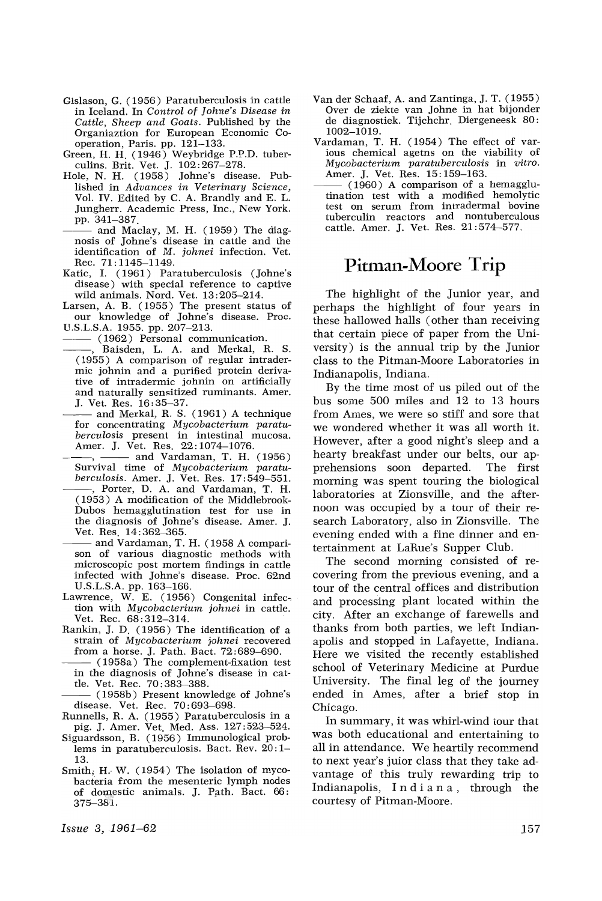Gislason, G. (1956) Paratuberculosis in cattle in Iceland. In *Control of Johne's Disease in Cattle, Sheep and Goats*. Published by the Organiaztion for European Economic Cooperation, Paris. pp. 121–133.

Green, H. H. (1946) Weybridge P.P.D. tuberculins. Brit. Vet. J. 102:267–278.

Hole, N. H. (1958) Johne's disease. Published in *Advances in Veterinary Science*, Vol. IV. Edited by C. A. Brandly and E. L. Jungherr. Academic Press, Inc., New York. pp. 341–387.

——— and Maclay, M. H. (1959) The diagnosis of Johne's disease in cattle and the identification of *M. johnei* infection. Vet. Rec. 71:1145–1149.

Katic, I. (1961) Paratuberculosis (Johne's disease) with special reference to captive wild animals. Nord. Vet. 13:205–214.

Larsen, A. B. (1955) The present status of our knowledge of Johne's disease. Proc. U.S.L.S.A. 1955. pp. 207–213.

——— (1962) Personal communication.

———, Baisden, L. A. and Merkal, R. S. (1955) A comparison of regular intradermic johnin and a purified protein derivative of intradermic johnin on artificially and naturally sensitized ruminants. Amer. J. Vet. Res. 16:35–37.

——— and Merkal, R. S. (1961) A technique for concentrating *Mycobacterium paratuberculosis* present in intestinal mucosa. Amer. J. Vet. Res. 22:1074–1076.

———, ——— and Vardaman, T. H. (1956) Survival time of *Mycobacterium paratuberculosis*. Amer. J. Vet. Res. 17:549–551.

———, Porter, D. A. and Vardaman, T. H. (1953) A modification of the Middlebrook-Dubos hemagglutination test for use in the diagnosis of Johne's disease. Amer. J. Vet. Res. 14:362–365.

——— and Vardaman, T. H. (1958 A comparison of various diagnostic methods with microscopic post mortem findings in cattle infected with Johne's disease. Proc. 62nd U.S.L.S.A. pp. 163–166.

Lawrence, W. E. (1956) Congenital infection with *Mycobacterium johnei* in cattle. Vet. Rec. 68:312–314.

Rankin, J. D. (1956) The identification of a strain of *Mycobacterium johnei* recovered from a horse. J. Path. Bact. 72:689–690.

——— (1958a) The complement-fixation test in the diagnosis of Johne's disease in cattle. Vet. Rec. 70:383–388.

——— (1958b) Present knowledge of Johne's disease. Vet. Rec. 70:693–698.

Runnells, R. A. (1955) Paratuberculosis in a pig. J. Amer. Vet. Med. Ass. 127:523–524.

Siguardsson, B. (1956) Immunological problems in paratuberculosis. Bact. Rev. 20:1–13.

Smith, H. W. (1954) The isolation of mycobacteria from the mesenteric lymph nodes of domestic animals. J. Path. Bact. 66: 375–381.

Van der Schaaf, A. and Zantinga, J. T. (1955) Over de ziekte van Johne in hat bijonder de diagnostiek. Tijchchr. Diergeneesk 80: 1002–1019.

Vardaman, T. H. (1954) The effect of various chemical agetns on the viability of *Mycobacterium paratuberculosis in vitro*. Amer. J. Vet. Res. 15:159–163.

——— (1960) A comparison of a hemagglutination test with a modified hemolytic test on serum from intradermal bovine tuberculin reactors and nontuberculous cattle. Amer. J. Vet. Res. 21:574–577.

# Pitman-Moore Trip

The highlight of the Junior year, and perhaps the highlight of four years in these hallowed halls (other than receiving that certain piece of paper from the University) is the annual trip by the Junior class to the Pitman-Moore Laboratories in Indianapolis, Indiana.

By the time most of us piled out of the bus some 500 miles and 12 to 13 hours from Ames, we were so stiff and sore that we wondered whether it was all worth it. However, after a good night's sleep and a hearty breakfast under our belts, our apprehensions soon departed. The first morning was spent touring the biological laboratories at Zionsville, and the afternoon was occupied by a tour of their research Laboratory, also in Zionsville. The evening ended with a fine dinner and entertainment at LaRue's Supper Club.

The second morning consisted of recovering from the previous evening, and a tour of the central offices and distribution and processing plant located within the city. After an exchange of farewells and thanks from both parties, we left Indianapolis and stopped in Lafayette, Indiana. Here we visited the recently established school of Veterinary Medicine at Purdue University. The final leg of the journey ended in Ames, after a brief stop in Chicago.

In summary, it was whirl-wind tour that was both educational and entertaining to all in attendance. We heartily recommend to next year's juior class that they take advantage of this truly rewarding trip to Indianapolis, Indiana, through the courtesy of Pitman-Moore.